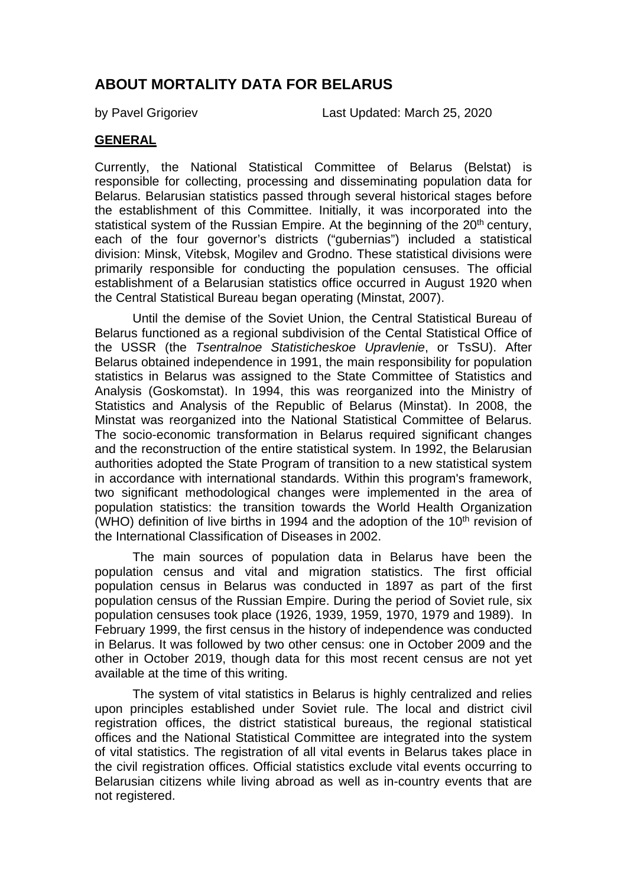# ABOUT MORTALITY DATA FOR BELARUS

by Pavel Grigoriev Last Updated: March 25, 2020

## GENERAL

Currently, the National Statistical Committee of Belarus (Belstat) is responsible for collecting, processing and disseminating population data for Belarus. Belarusian statistics passed through several historical stages before the establishment of this Committee. Initially, it was incorporated into the statistical system of the Russian Empire. At the beginning of the 20th century, each of the four governor's districts ("gubernias") included a statistical division: Minsk, Vitebsk, Mogilev and Grodno. These statistical divisions were primarily responsible for conducting the population censuses. The official establishment of a Belarusian statistics office occurred in August 1920 when the Central Statistical Bureau began operating (Minstat, 2007).

Until the demise of the Soviet Union, the Central Statistical Bureau of Belarus functioned as a regional subdivision of the Cental Statistical Office of the USSR (the *Tsentralnoe Statisticheskoe Upravlenie*, or TsSU). After Belarus obtained independence in 1991, the main responsibility for population statistics in Belarus was assigned to the State Committee of Statistics and Analysis (Goskomstat). In 1994, this was reorganized into the Ministry of Statistics and Analysis of the Republic of Belarus (Minstat). In 2008, the Minstat was reorganized into the National Statistical Committee of Belarus. The socio-economic transformation in Belarus required significant changes and the reconstruction of the entire statistical system. In 1992, the Belarusian authorities adopted the State Program of transition to a new statistical system in accordance with international standards. Within this program's framework, two significant methodological changes were implemented in the area of population statistics: the transition towards the World Health Organization (WHO) definition of live births in 1994 and the adoption of the 10th revision of the International Classification of Diseases in 2002.

The main sources of population data in Belarus have been the population census and vital and migration statistics. The first official population census in Belarus was conducted in 1897 as part of the first population census of the Russian Empire. During the period of Soviet rule, six population censuses took place (1926, 1939, 1959, 1970, 1979 and 1989). In February 1999, the first census in the history of independence was conducted in Belarus. It was followed by two other census: one in October 2009 and the other in October 2019, though data for this most recent census are not yet available at the time of this writing.

The system of vital statistics in Belarus is highly centralized and relies upon principles established under Soviet rule. The local and district civil registration offices, the district statistical bureaus, the regional statistical offices and the National Statistical Committee are integrated into the system of vital statistics. The registration of all vital events in Belarus takes place in the civil registration offices. Official statistics exclude vital events occurring to Belarusian citizens while living abroad as well as in-country events that are not registered.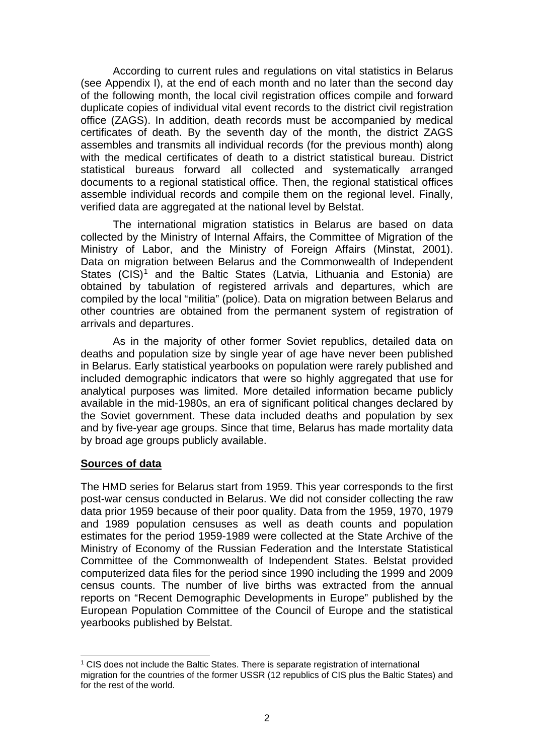According to current rules and regulations on vital statistics in Belarus (see Appendix I), at the end of each month and no later than the second day of the following month, the local civil registration offices compile and forward duplicate copies of individual vital event records to the district civil registration office (ZAGS). In addition, death records must be accompanied by medical certificates of death. By the seventh day of the month, the district ZAGS assembles and transmits all individual records (for the previous month) along with the medical certificates of death to a district statistical bureau. District statistical bureaus forward all collected and systematically arranged documents to a regional statistical office. Then, the regional statistical offices assemble individual records and compile them on the regional level. Finally, verified data are aggregated at the national level by Belstat.

The international migration statistics in Belarus are based on data collected by the Ministry of Internal Affairs, the Committee of Migration of the Ministry of Labor, and the Ministry of Foreign Affairs (Minstat, 2001). Data on migration between Belarus and the Commonwealth of Independent States (CIS)[1] and the Baltic States (Latvia, Lithuania and Estonia) are obtained by tabulation of registered arrivals and departures, which are compiled by the local "militia" (police). Data on migration between Belarus and other countries are obtained from the permanent system of registration of arrivals and departures.

As in the majority of other former Soviet republics, detailed data on deaths and population size by single year of age have never been published in Belarus. Early statistical yearbooks on population were rarely published and included demographic indicators that were so highly aggregated that use for analytical purposes was limited. More detailed information became publicly available in the mid-1980s, an era of significant political changes declared by the Soviet government. These data included deaths and population by sex and by five-year age groups. Since that time, Belarus has made mortality data by broad age groups publicly available.

## Sources of data

The HMD series for Belarus start from 1959. This year corresponds to the first post-war census conducted in Belarus. We did not consider collecting the raw data prior 1959 because of their poor quality. Data from the 1959, 1970, 1979 and 1989 population censuses as well as death counts and population estimates for the period 1959-1989 were collected at the State Archive of the Ministry of Economy of the Russian Federation and the Interstate Statistical Committee of the Commonwealth of Independent States. Belstat provided computerized data files for the period since 1990 including the 1999 and 2009 census counts. The number of live births was extracted from the annual reports on "Recent Demographic Developments in Europe" published by the European Population Committee of the Council of Europe and the statistical yearbooks published by Belstat.

[1] CIS does not include the Baltic States. There is separate registration of international migration for the countries of the former USSR (12 republics of CIS plus the Baltic States) and for the rest of the world.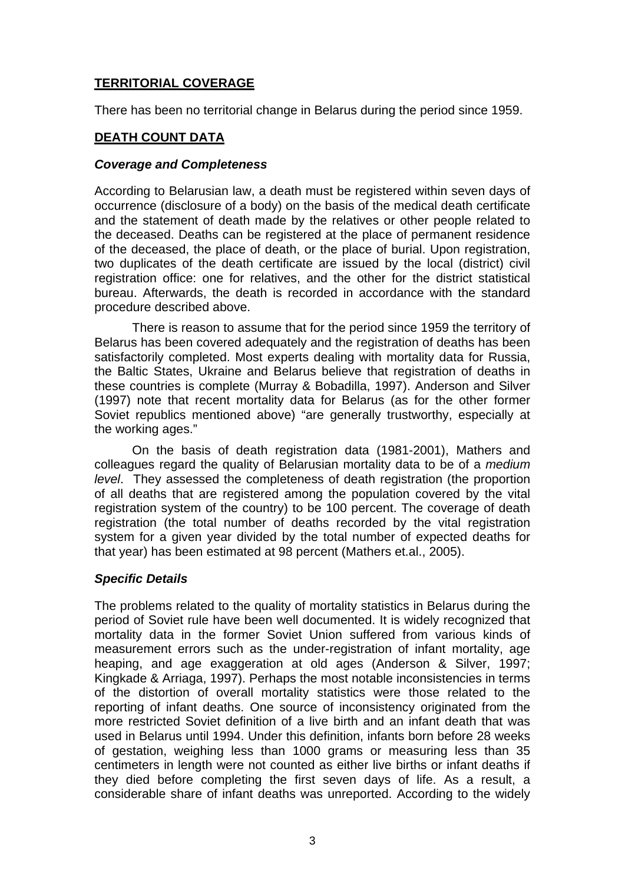## **TERRITORIAL COVERAGE**

There has been no territorial change in Belarus during the period since 1959.

## **DEATH COUNT DATA**

### *Coverage and Completeness*

According to Belarusian law, a death must be registered within seven days of occurrence (disclosure of a body) on the basis of the medical death certificate and the statement of death made by the relatives or other people related to the deceased. Deaths can be registered at the place of permanent residence of the deceased, the place of death, or the place of burial. Upon registration, two duplicates of the death certificate are issued by the local (district) civil registration office: one for relatives, and the other for the district statistical bureau. Afterwards, the death is recorded in accordance with the standard procedure described above.

There is reason to assume that for the period since 1959 the territory of Belarus has been covered adequately and the registration of deaths has been satisfactorily completed. Most experts dealing with mortality data for Russia, the Baltic States, Ukraine and Belarus believe that registration of deaths in these countries is complete (Murray & Bobadilla, 1997). Anderson and Silver (1997) note that recent mortality data for Belarus (as for the other former Soviet republics mentioned above) "are generally trustworthy, especially at the working ages."

On the basis of death registration data (1981-2001), Mathers and colleagues regard the quality of Belarusian mortality data to be of a *medium level*. They assessed the completeness of death registration (the proportion of all deaths that are registered among the population covered by the vital registration system of the country) to be 100 percent. The coverage of death registration (the total number of deaths recorded by the vital registration system for a given year divided by the total number of expected deaths for that year) has been estimated at 98 percent (Mathers et.al., 2005).

### *Specific Details*

The problems related to the quality of mortality statistics in Belarus during the period of Soviet rule have been well documented. It is widely recognized that mortality data in the former Soviet Union suffered from various kinds of measurement errors such as the under-registration of infant mortality, age heaping, and age exaggeration at old ages (Anderson & Silver, 1997; Kingkade & Arriaga, 1997). Perhaps the most notable inconsistencies in terms of the distortion of overall mortality statistics were those related to the reporting of infant deaths. One source of inconsistency originated from the more restricted Soviet definition of a live birth and an infant death that was used in Belarus until 1994. Under this definition, infants born before 28 weeks of gestation, weighing less than 1000 grams or measuring less than 35 centimeters in length were not counted as either live births or infant deaths if they died before completing the first seven days of life. As a result, a considerable share of infant deaths was unreported. According to the widely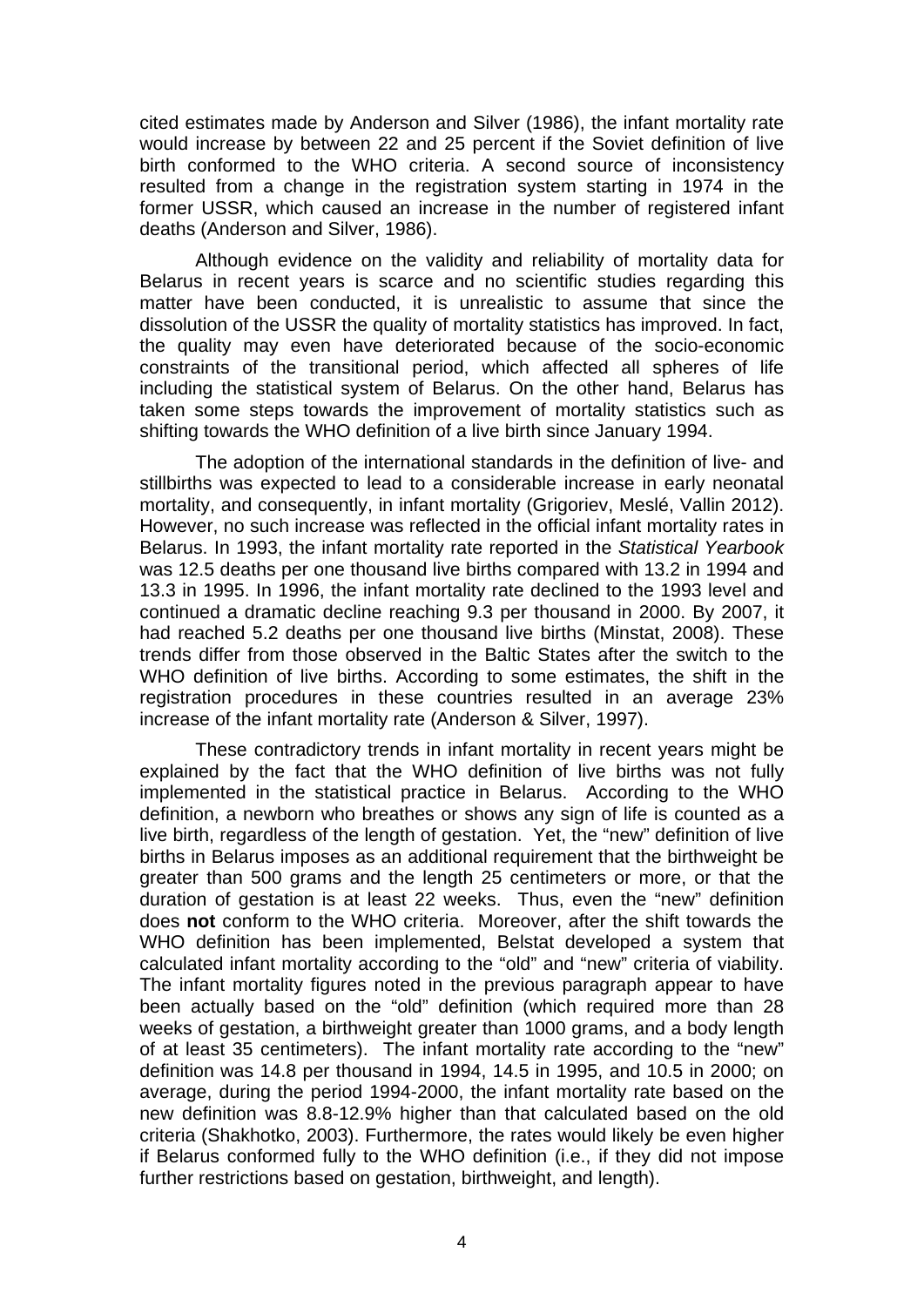cited estimates made by Anderson and Silver (1986), the infant mortality rate would increase by between 22 and 25 percent if the Soviet definition of live birth conformed to the WHO criteria. A second source of inconsistency resulted from a change in the registration system starting in 1974 in the former USSR, which caused an increase in the number of registered infant deaths (Anderson and Silver, 1986).

Although evidence on the validity and reliability of mortality data for Belarus in recent years is scarce and no scientific studies regarding this matter have been conducted, it is unrealistic to assume that since the dissolution of the USSR the quality of mortality statistics has improved. In fact, the quality may even have deteriorated because of the socio-economic constraints of the transitional period, which affected all spheres of life including the statistical system of Belarus. On the other hand, Belarus has taken some steps towards the improvement of mortality statistics such as shifting towards the WHO definition of a live birth since January 1994.

The adoption of the international standards in the definition of live- and stillbirths was expected to lead to a considerable increase in early neonatal mortality, and consequently, in infant mortality (Grigoriev, Meslé, Vallin 2012). However, no such increase was reflected in the official infant mortality rates in Belarus. In 1993, the infant mortality rate reported in the *Statistical Yearbook* was 12.5 deaths per one thousand live births compared with 13.2 in 1994 and 13.3 in 1995. In 1996, the infant mortality rate declined to the 1993 level and continued a dramatic decline reaching 9.3 per thousand in 2000. By 2007, it had reached 5.2 deaths per one thousand live births (Minstat, 2008). These trends differ from those observed in the Baltic States after the switch to the WHO definition of live births. According to some estimates, the shift in the registration procedures in these countries resulted in an average 23% increase of the infant mortality rate (Anderson & Silver, 1997).

These contradictory trends in infant mortality in recent years might be explained by the fact that the WHO definition of live births was not fully implemented in the statistical practice in Belarus. According to the WHO definition, a newborn who breathes or shows any sign of life is counted as a live birth, regardless of the length of gestation. Yet, the "new" definition of live births in Belarus imposes as an additional requirement that the birthweight be greater than 500 grams and the length 25 centimeters or more, or that the duration of gestation is at least 22 weeks. Thus, even the "new" definition does **not** conform to the WHO criteria. Moreover, after the shift towards the WHO definition has been implemented, Belstat developed a system that calculated infant mortality according to the "old" and "new" criteria of viability. The infant mortality figures noted in the previous paragraph appear to have been actually based on the "old" definition (which required more than 28 weeks of gestation, a birthweight greater than 1000 grams, and a body length of at least 35 centimeters). The infant mortality rate according to the "new" definition was 14.8 per thousand in 1994, 14.5 in 1995, and 10.5 in 2000; on average, during the period 1994-2000, the infant mortality rate based on the new definition was 8.8-12.9% higher than that calculated based on the old criteria (Shakhotko, 2003). Furthermore, the rates would likely be even higher if Belarus conformed fully to the WHO definition (i.e., if they did not impose further restrictions based on gestation, birthweight, and length).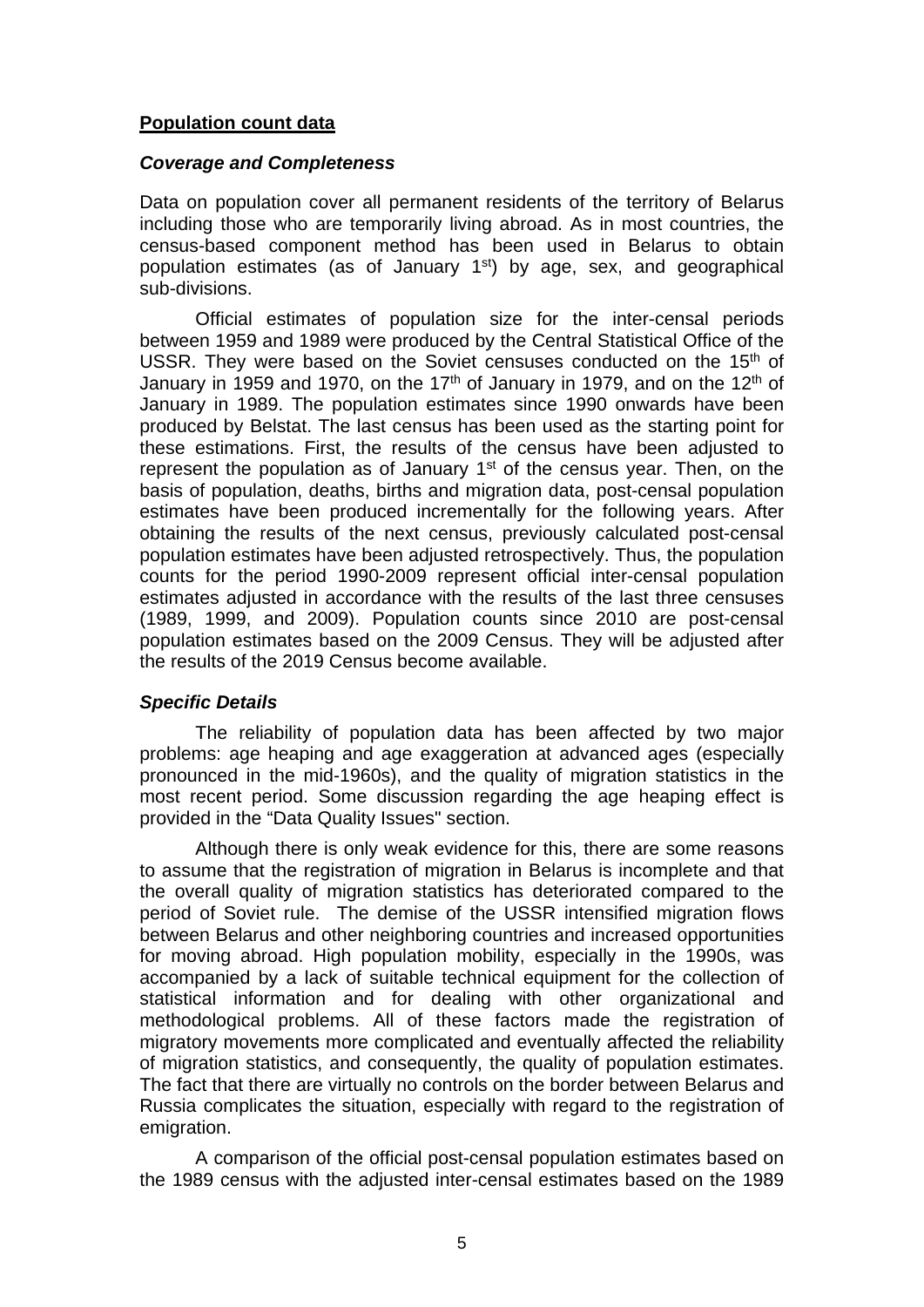**Population count data**

***Coverage and Completeness***

Data on population cover all permanent residents of the territory of Belarus including those who are temporarily living abroad. As in most countries, the census-based component method has been used in Belarus to obtain population estimates (as of January 1st) by age, sex, and geographical sub-divisions.

Official estimates of population size for the inter-censal periods between 1959 and 1989 were produced by the Central Statistical Office of the USSR. They were based on the Soviet censuses conducted on the 15th of January in 1959 and 1970, on the 17th of January in 1979, and on the 12th of January in 1989. The population estimates since 1990 onwards have been produced by Belstat. The last census has been used as the starting point for these estimations. First, the results of the census have been adjusted to represent the population as of January 1st of the census year. Then, on the basis of population, deaths, births and migration data, post-censal population estimates have been produced incrementally for the following years. After obtaining the results of the next census, previously calculated post-censal population estimates have been adjusted retrospectively. Thus, the population counts for the period 1990-2009 represent official inter-censal population estimates adjusted in accordance with the results of the last three censuses (1989, 1999, and 2009). Population counts since 2010 are post-censal population estimates based on the 2009 Census. They will be adjusted after the results of the 2019 Census become available.

***Specific Details***

The reliability of population data has been affected by two major problems: age heaping and age exaggeration at advanced ages (especially pronounced in the mid-1960s), and the quality of migration statistics in the most recent period. Some discussion regarding the age heaping effect is provided in the "Data Quality Issues" section.

Although there is only weak evidence for this, there are some reasons to assume that the registration of migration in Belarus is incomplete and that the overall quality of migration statistics has deteriorated compared to the period of Soviet rule. The demise of the USSR intensified migration flows between Belarus and other neighboring countries and increased opportunities for moving abroad. High population mobility, especially in the 1990s, was accompanied by a lack of suitable technical equipment for the collection of statistical information and for dealing with other organizational and methodological problems. All of these factors made the registration of migratory movements more complicated and eventually affected the reliability of migration statistics, and consequently, the quality of population estimates. The fact that there are virtually no controls on the border between Belarus and Russia complicates the situation, especially with regard to the registration of emigration.

A comparison of the official post-censal population estimates based on the 1989 census with the adjusted inter-censal estimates based on the 1989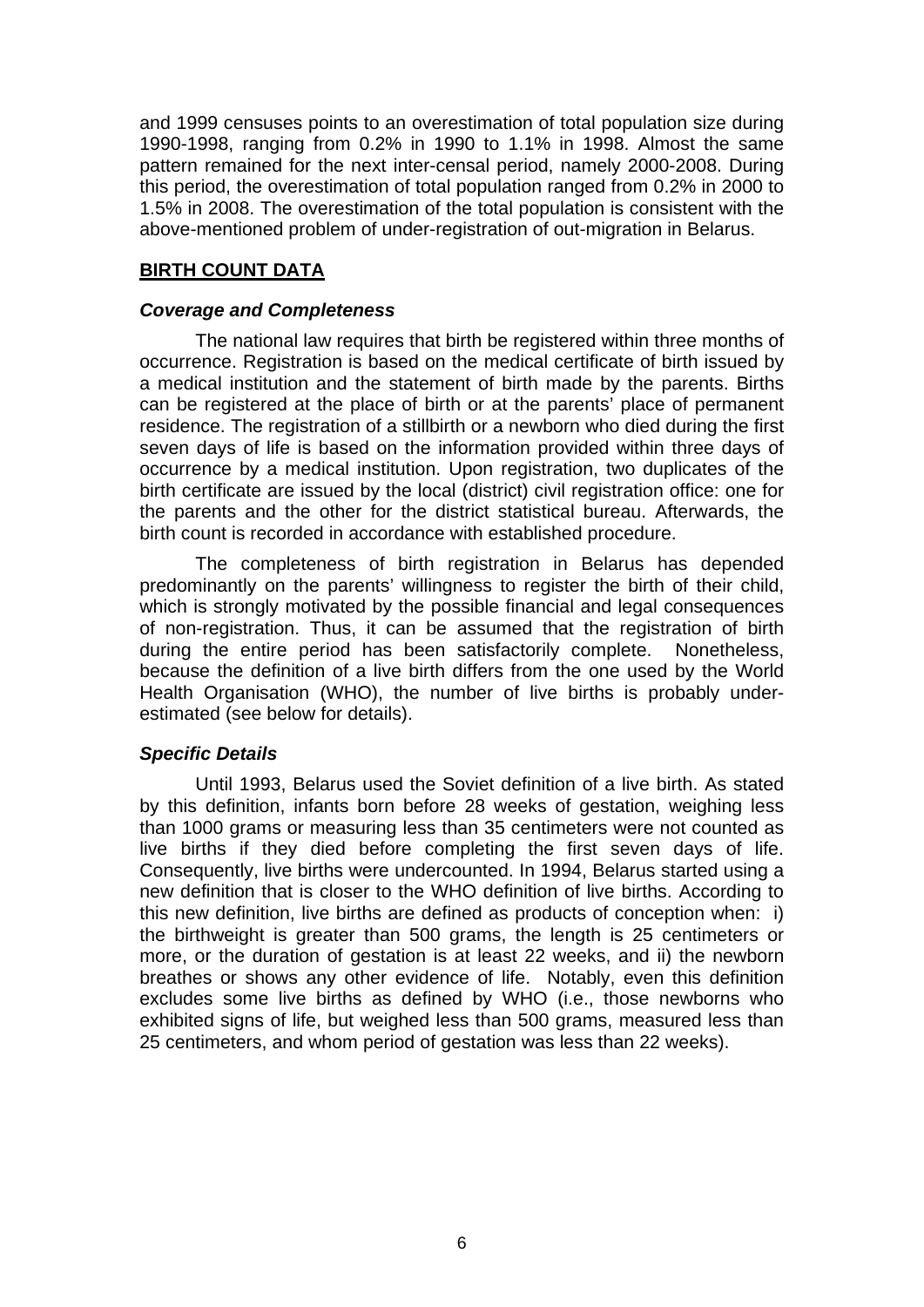and 1999 censuses points to an overestimation of total population size during 1990-1998, ranging from 0.2% in 1990 to 1.1% in 1998. Almost the same pattern remained for the next inter-censal period, namely 2000-2008. During this period, the overestimation of total population ranged from 0.2% in 2000 to 1.5% in 2008. The overestimation of the total population is consistent with the above-mentioned problem of under-registration of out-migration in Belarus.

## BIRTH COUNT DATA

### *Coverage and Completeness*

The national law requires that birth be registered within three months of occurrence. Registration is based on the medical certificate of birth issued by a medical institution and the statement of birth made by the parents. Births can be registered at the place of birth or at the parents' place of permanent residence. The registration of a stillbirth or a newborn who died during the first seven days of life is based on the information provided within three days of occurrence by a medical institution. Upon registration, two duplicates of the birth certificate are issued by the local (district) civil registration office: one for the parents and the other for the district statistical bureau. Afterwards, the birth count is recorded in accordance with established procedure.

The completeness of birth registration in Belarus has depended predominantly on the parents' willingness to register the birth of their child, which is strongly motivated by the possible financial and legal consequences of non-registration. Thus, it can be assumed that the registration of birth during the entire period has been satisfactorily complete. Nonetheless, because the definition of a live birth differs from the one used by the World Health Organisation (WHO), the number of live births is probably under-estimated (see below for details).

### *Specific Details*

Until 1993, Belarus used the Soviet definition of a live birth. As stated by this definition, infants born before 28 weeks of gestation, weighing less than 1000 grams or measuring less than 35 centimeters were not counted as live births if they died before completing the first seven days of life. Consequently, live births were undercounted. In 1994, Belarus started using a new definition that is closer to the WHO definition of live births. According to this new definition, live births are defined as products of conception when: i) the birthweight is greater than 500 grams, the length is 25 centimeters or more, or the duration of gestation is at least 22 weeks, and ii) the newborn breathes or shows any other evidence of life. Notably, even this definition excludes some live births as defined by WHO (i.e., those newborns who exhibited signs of life, but weighed less than 500 grams, measured less than 25 centimeters, and whom period of gestation was less than 22 weeks).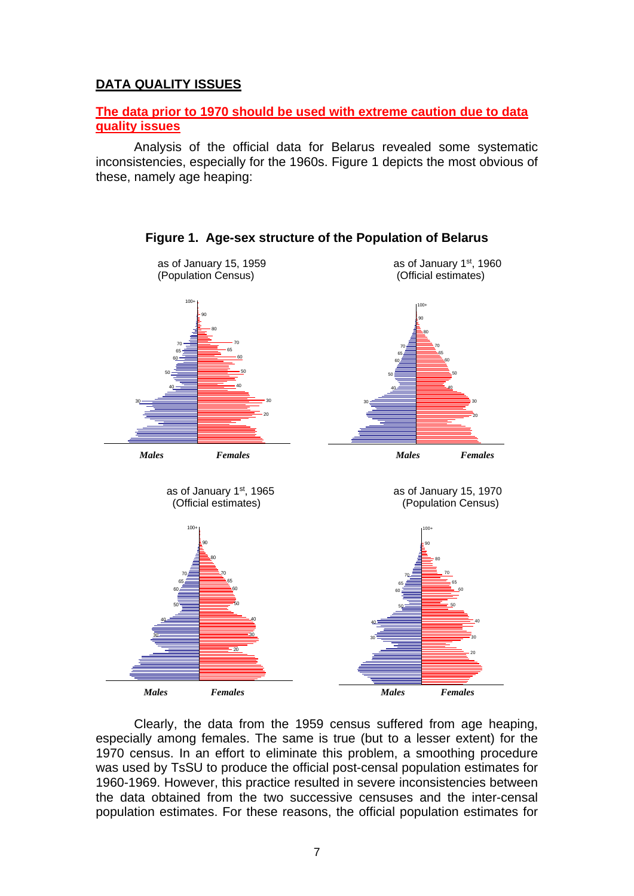## DATA QUALITY ISSUES

**The data prior to 1970 should be used with extreme caution due to data quality issues**

Analysis of the official data for Belarus revealed some systematic inconsistencies, especially for the 1960s. Figure 1 depicts the most obvious of these, namely age heaping:

**Figure 1. Age-sex structure of the Population of Belarus**

as of January 15, 1959 (Population Census)

as of January 1st, 1960 (Official estimates)

as of January 1st, 1965 (Official estimates)

as of January 15, 1970 (Population Census)

Clearly, the data from the 1959 census suffered from age heaping, especially among females. The same is true (but to a lesser extent) for the 1970 census. In an effort to eliminate this problem, a smoothing procedure was used by TsSU to produce the official post-censal population estimates for 1960-1969. However, this practice resulted in severe inconsistencies between the data obtained from the two successive censuses and the inter-censal population estimates. For these reasons, the official population estimates for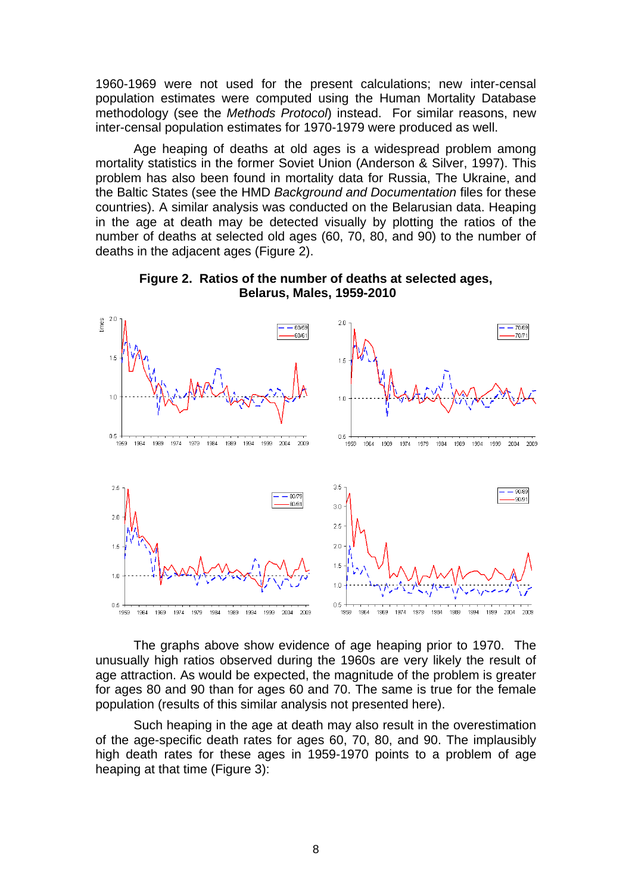1960-1969 were not used for the present calculations; new inter-censal population estimates were computed using the Human Mortality Database methodology (see the *Methods Protocol*) instead. For similar reasons, new inter-censal population estimates for 1970-1979 were produced as well.

Age heaping of deaths at old ages is a widespread problem among mortality statistics in the former Soviet Union (Anderson & Silver, 1997). This problem has also been found in mortality data for Russia, The Ukraine, and the Baltic States (see the HMD *Background and Documentation* files for these countries). A similar analysis was conducted on the Belarusian data. Heaping in the age at death may be detected visually by plotting the ratios of the number of deaths at selected old ages (60, 70, 80, and 90) to the number of deaths in the adjacent ages (Figure 2).

**Figure 2. Ratios of the number of deaths at selected ages, Belarus, Males, 1959-2010**

The graphs above show evidence of age heaping prior to 1970. The unusually high ratios observed during the 1960s are very likely the result of age attraction. As would be expected, the magnitude of the problem is greater for ages 80 and 90 than for ages 60 and 70. The same is true for the female population (results of this similar analysis not presented here).

Such heaping in the age at death may also result in the overestimation of the age-specific death rates for ages 60, 70, 80, and 90. The implausibly high death rates for these ages in 1959-1970 points to a problem of age heaping at that time (Figure 3):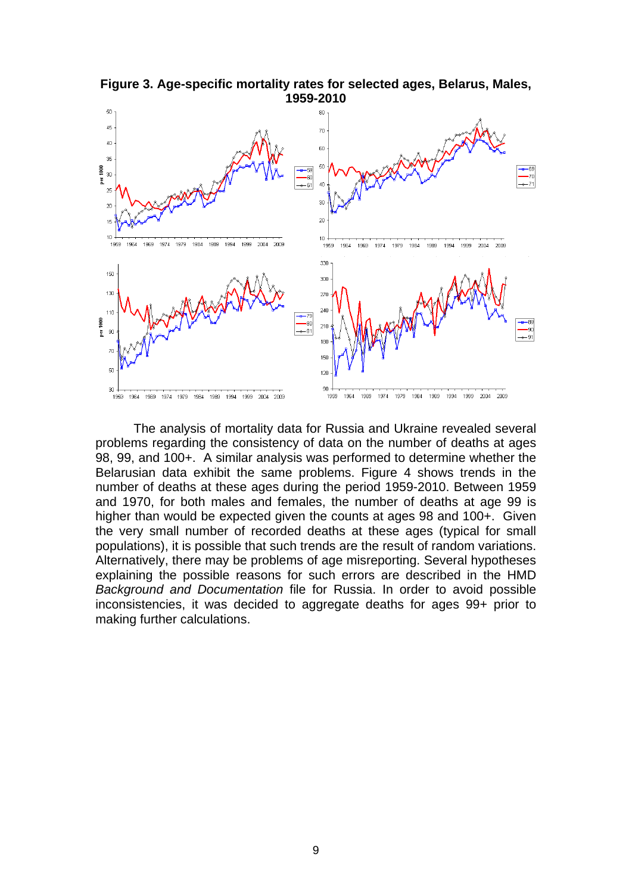**Figure 3. Age-specific mortality rates for selected ages, Belarus, Males, 1959-2010**

The analysis of mortality data for Russia and Ukraine revealed several problems regarding the consistency of data on the number of deaths at ages 98, 99, and 100+. A similar analysis was performed to determine whether the Belarusian data exhibit the same problems. Figure 4 shows trends in the number of deaths at these ages during the period 1959-2010. Between 1959 and 1970, for both males and females, the number of deaths at age 99 is higher than would be expected given the counts at ages 98 and 100+. Given the very small number of recorded deaths at these ages (typical for small populations), it is possible that such trends are the result of random variations. Alternatively, there may be problems of age misreporting. Several hypotheses explaining the possible reasons for such errors are described in the HMD *Background and Documentation* file for Russia. In order to avoid possible inconsistencies, it was decided to aggregate deaths for ages 99+ prior to making further calculations.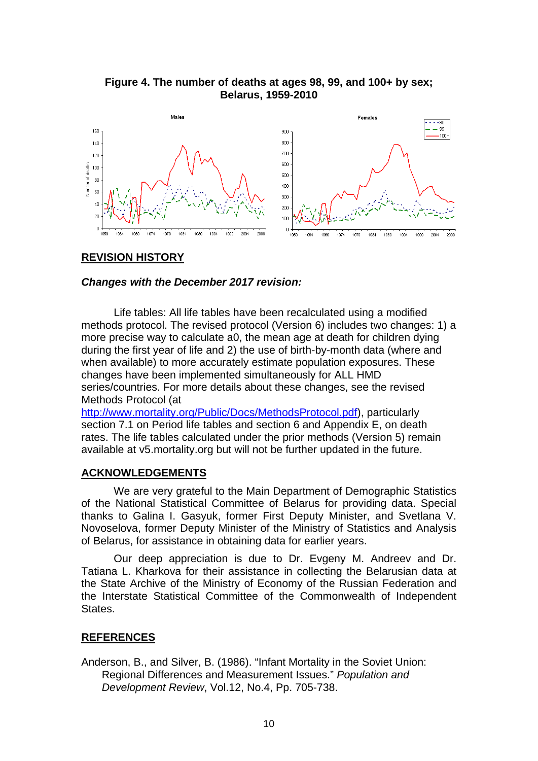**Figure 4. The number of deaths at ages 98, 99, and 100+ by sex; Belarus, 1959-2010**

## REVISION HISTORY

### *Changes with the December 2017 revision:*

Life tables: All life tables have been recalculated using a modified methods protocol. The revised protocol (Version 6) includes two changes: 1) a more precise way to calculate a0, the mean age at death for children dying during the first year of life and 2) the use of birth-by-month data (where and when available) to more accurately estimate population exposures. These changes have been implemented simultaneously for ALL HMD series/countries. For more details about these changes, see the revised Methods Protocol (at http://www.mortality.org/Public/Docs/MethodsProtocol.pdf), particularly section 7.1 on Period life tables and section 6 and Appendix E, on death rates. The life tables calculated under the prior methods (Version 5) remain available at v5.mortality.org but will not be further updated in the future.

## ACKNOWLEDGEMENTS

We are very grateful to the Main Department of Demographic Statistics of the National Statistical Committee of Belarus for providing data. Special thanks to Galina I. Gasyuk, former First Deputy Minister, and Svetlana V. Novoselova, former Deputy Minister of the Ministry of Statistics and Analysis of Belarus, for assistance in obtaining data for earlier years.

Our deep appreciation is due to Dr. Evgeny M. Andreev and Dr. Tatiana L. Kharkova for their assistance in collecting the Belarusian data at the State Archive of the Ministry of Economy of the Russian Federation and the Interstate Statistical Committee of the Commonwealth of Independent States.

## REFERENCES

Anderson, B., and Silver, B. (1986). "Infant Mortality in the Soviet Union: Regional Differences and Measurement Issues." *Population and Development Review*, Vol.12, No.4, Pp. 705-738.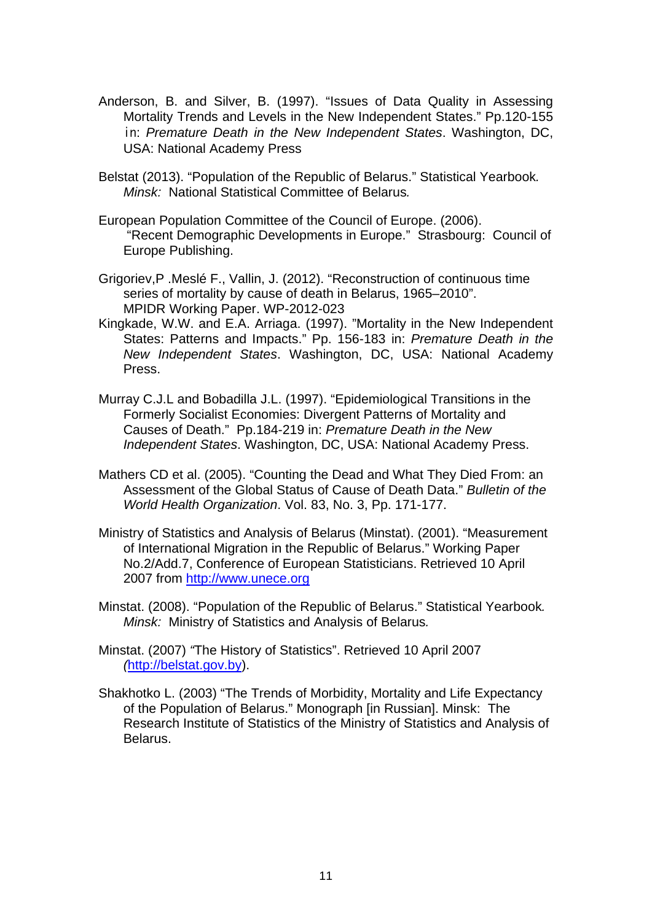Anderson, B. and Silver, B. (1997). “Issues of Data Quality in Assessing Mortality Trends and Levels in the New Independent States.” Pp.120-155 in: *Premature Death in the New Independent States*. Washington, DC, USA: National Academy Press

Belstat (2013). “Population of the Republic of Belarus.” Statistical Yearbook*. Minsk:* National Statistical Committee of Belarus*.*

European Population Committee of the Council of Europe. (2006). “Recent Demographic Developments in Europe.” Strasbourg: Council of Europe Publishing.

Grigoriev,P .Meslé F., Vallin, J. (2012). “Reconstruction of continuous time series of mortality by cause of death in Belarus, 1965–2010”. MPIDR Working Paper. WP-2012-023

Kingkade, W.W. and E.A. Arriaga. (1997). "Mortality in the New Independent States: Patterns and Impacts.” Pp. 156-183 in: *Premature Death in the New Independent States*. Washington, DC, USA: National Academy Press.

Murray C.J.L and Bobadilla J.L. (1997). “Epidemiological Transitions in the Formerly Socialist Economies: Divergent Patterns of Mortality and Causes of Death.” Pp.184-219 in: *Premature Death in the New Independent States*. Washington, DC, USA: National Academy Press.

Mathers CD et al. (2005). “Counting the Dead and What They Died From: an Assessment of the Global Status of Cause of Death Data.” *Bulletin of the World Health Organization*. Vol. 83, No. 3, Pp. 171-177.

Ministry of Statistics and Analysis of Belarus (Minstat). (2001). “Measurement of International Migration in the Republic of Belarus.” Working Paper No.2/Add.7, Conference of European Statisticians. Retrieved 10 April 2007 from http://www.unece.org

Minstat. (2008). “Population of the Republic of Belarus.” Statistical Yearbook*. Minsk:* Ministry of Statistics and Analysis of Belarus*.*

Minstat. (2007) “The History of Statistics”. Retrieved 10 April 2007 (http://belstat.gov.by).

Shakhotko L. (2003) “The Trends of Morbidity, Mortality and Life Expectancy of the Population of Belarus.” Monograph [in Russian]. Minsk: The Research Institute of Statistics of the Ministry of Statistics and Analysis of Belarus.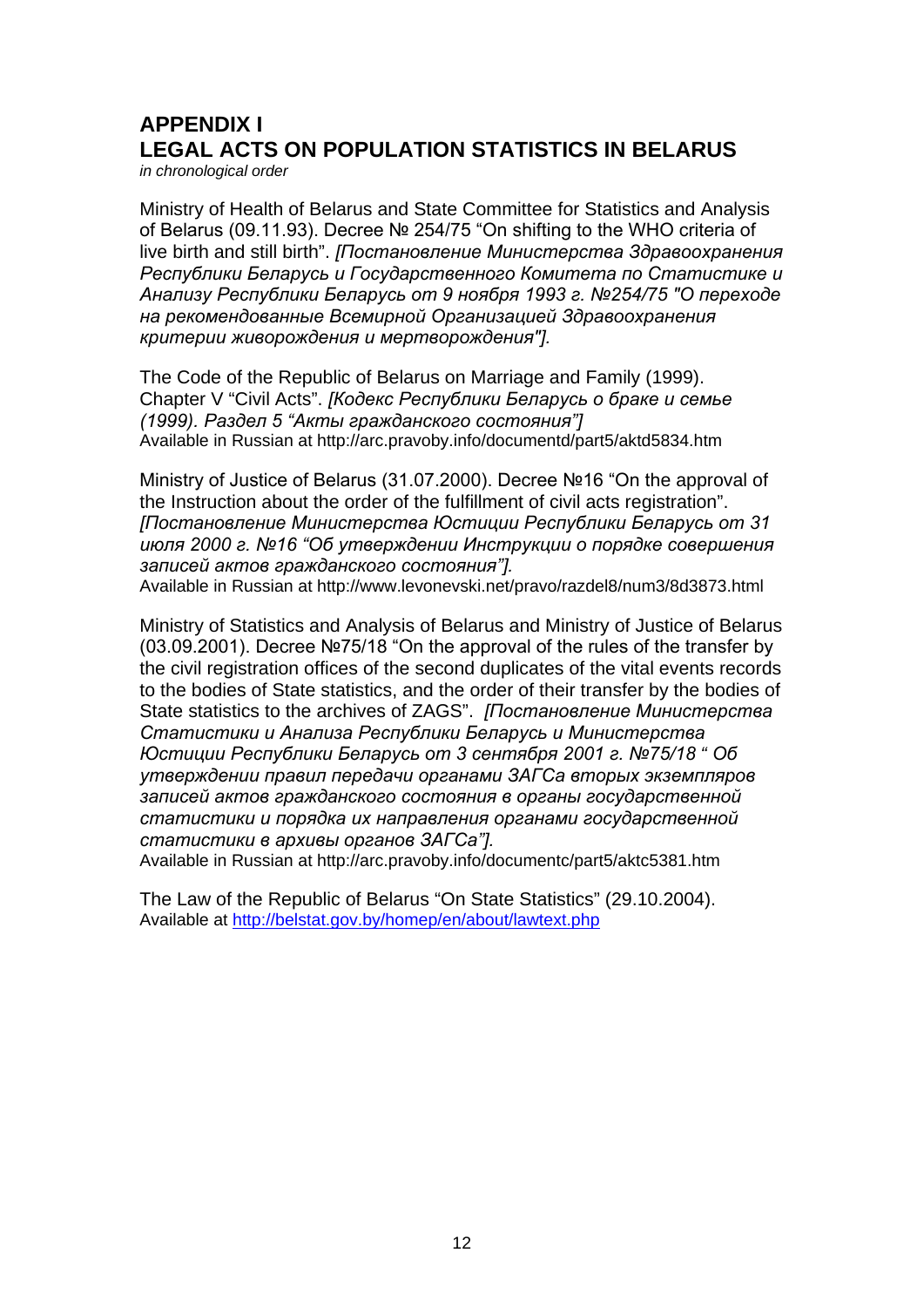# APPENDIX I
# LEGAL ACTS ON POPULATION STATISTICS IN BELARUS

*in chronological order*

Ministry of Health of Belarus and State Committee for Statistics and Analysis of Belarus (09.11.93). Decree № 254/75 “On shifting to the WHO criteria of live birth and still birth”. *[Постановление Министерства Здравоохранения Республики Беларусь и Государственного Комитета по Статистике и Анализу Республики Беларусь от 9 ноября 1993 г. №254/75 "О переходе на рекомендованные Всемирной Организацией Здравоохранения критерии живорождения и мертворождения"].*

The Code of the Republic of Belarus on Marriage and Family (1999). Chapter V “Civil Acts”. *[Кодекс Республики Беларусь о браке и семье (1999). Раздел 5 “Акты гражданского состояния”]*
Available in Russian at http://arc.pravoby.info/documentd/part5/aktd5834.htm

Ministry of Justice of Belarus (31.07.2000). Decree №16 “On the approval of the Instruction about the order of the fulfillment of civil acts registration”. *[Постановление Министерства Юстиции Республики Беларусь от 31 июля 2000 г. №16 “Об утверждении Инструкции о порядке совершения записей актов гражданского состояния”].*
Available in Russian at http://www.levonevski.net/pravo/razdel8/num3/8d3873.html

Ministry of Statistics and Analysis of Belarus and Ministry of Justice of Belarus (03.09.2001). Decree №75/18 “On the approval of the rules of the transfer by the civil registration offices of the second duplicates of the vital events records to the bodies of State statistics, and the order of their transfer by the bodies of State statistics to the archives of ZAGS”. *[Постановление Министерства Статистики и Анализа Республики Беларусь и Министерства Юстиции Республики Беларусь от 3 сентября 2001 г. №75/18 “ Об утверждении правил передачи органами ЗАГСа вторых экземпляров записей актов гражданского состояния в органы государственной статистики и порядка их направления органами государственной статистики в архивы органов ЗАГСа”].*
Available in Russian at http://arc.pravoby.info/documentc/part5/aktc5381.htm

The Law of the Republic of Belarus “On State Statistics” (29.10.2004).
Available at http://belstat.gov.by/homep/en/about/lawtext.php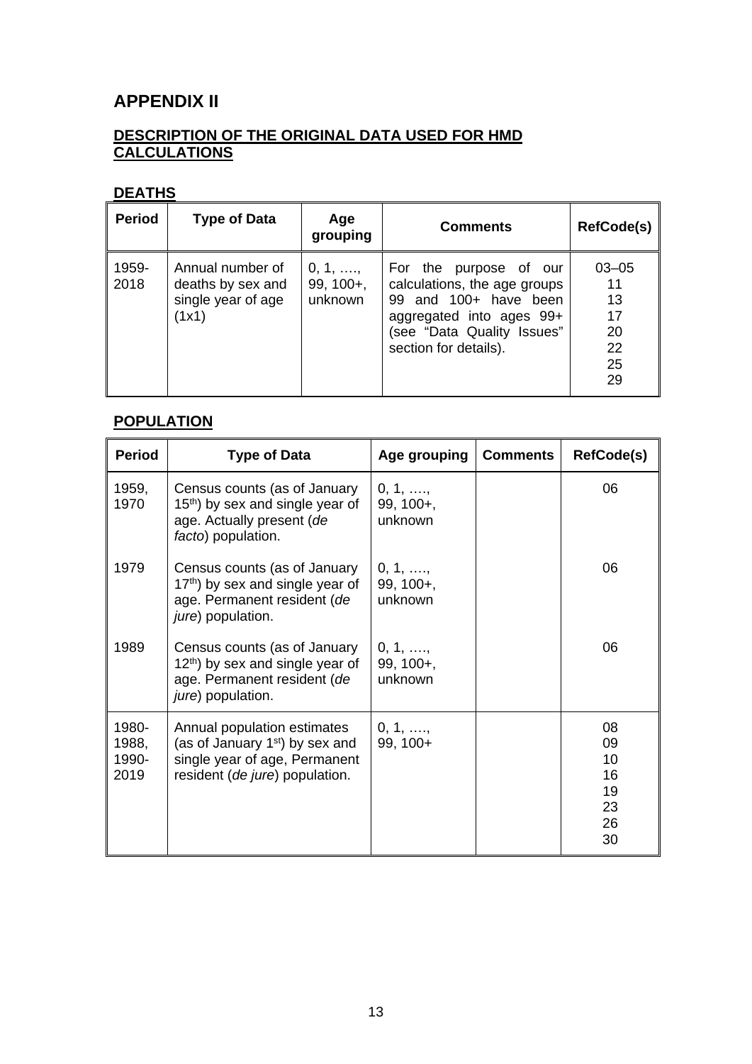# APPENDIX II

## DESCRIPTION OF THE ORIGINAL DATA USED FOR HMD CALCULATIONS

### DEATHS

| Period | Type of Data | Age grouping | Comments | RefCode(s) |
|---|---|---|---|---|
| 1959-2018 | Annual number of deaths by sex and single year of age (1x1) | 0, 1, …., 99, 100+, unknown | For the purpose of our calculations, the age groups 99 and 100+ have been aggregated into ages 99+ (see "Data Quality Issues" section for details). | 03–05<br>11<br>13<br>17<br>20<br>22<br>25<br>29 |

### POPULATION

| Period | Type of Data | Age grouping | Comments | RefCode(s) |
|---|---|---|---|---|
| 1959, 1970 | Census counts (as of January 15th) by sex and single year of age. Actually present (*de facto*) population. | 0, 1, …., 99, 100+, unknown | | 06 |
| 1979 | Census counts (as of January 17th) by sex and single year of age. Permanent resident (*de jure*) population. | 0, 1, …., 99, 100+, unknown | | 06 |
| 1989 | Census counts (as of January 12th) by sex and single year of age. Permanent resident (*de jure*) population. | 0, 1, …., 99, 100+, unknown | | 06 |
| 1980-1988, 1990-2019 | Annual population estimates (as of January 1st) by sex and single year of age, Permanent resident (*de jure*) population. | 0, 1, …., 99, 100+ | | 08<br>09<br>10<br>16<br>19<br>23<br>26<br>30 |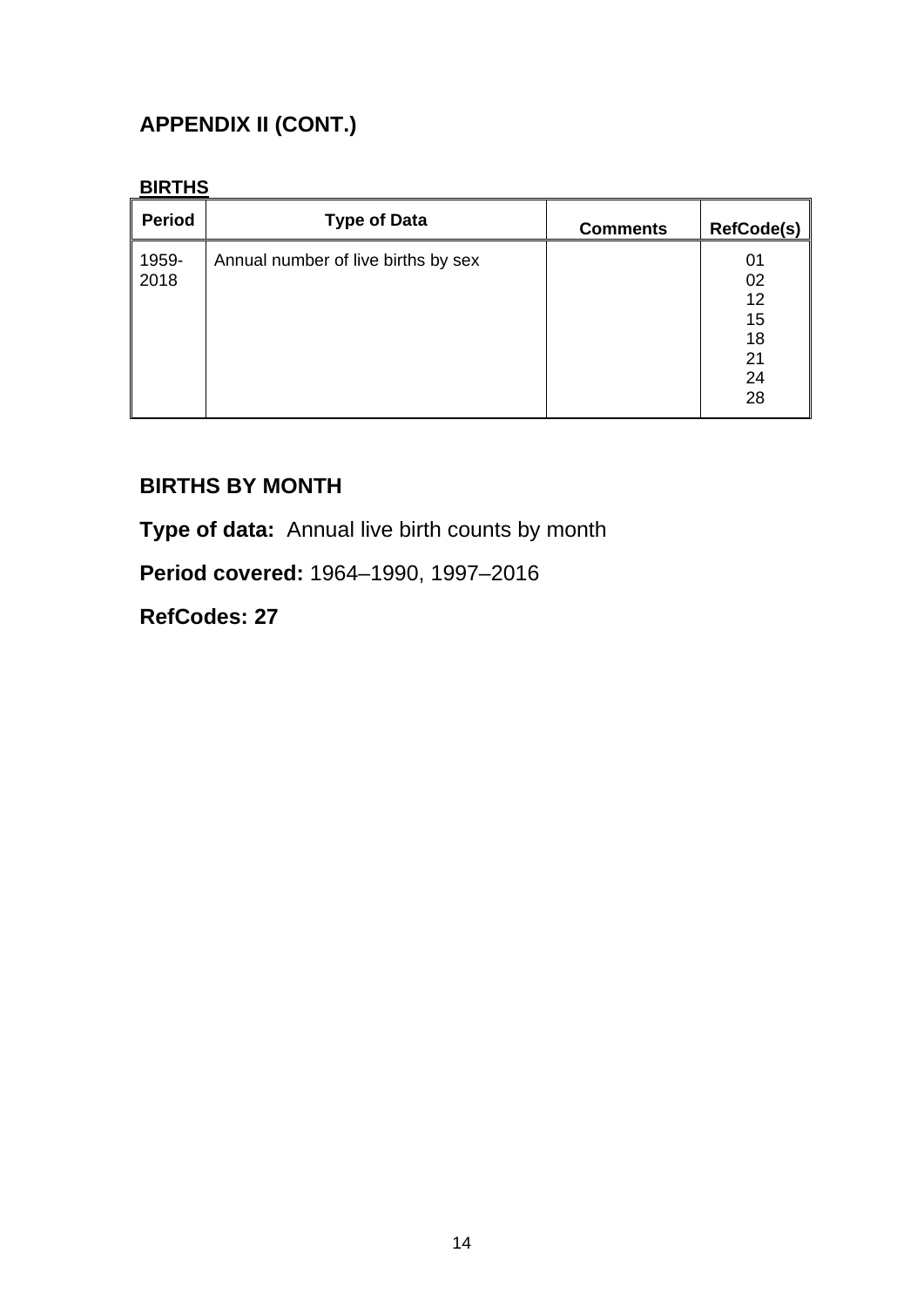## APPENDIX II (CONT.)

**BIRTHS**

| Period | Type of Data | Comments | RefCode(s) |
|---|---|---|---|
| 1959-2018 | Annual number of live births by sex | | 01<br>02<br>12<br>15<br>18<br>21<br>24<br>28 |

## BIRTHS BY MONTH

**Type of data:** Annual live birth counts by month

**Period covered:** 1964–1990, 1997–2016

**RefCodes: 27**